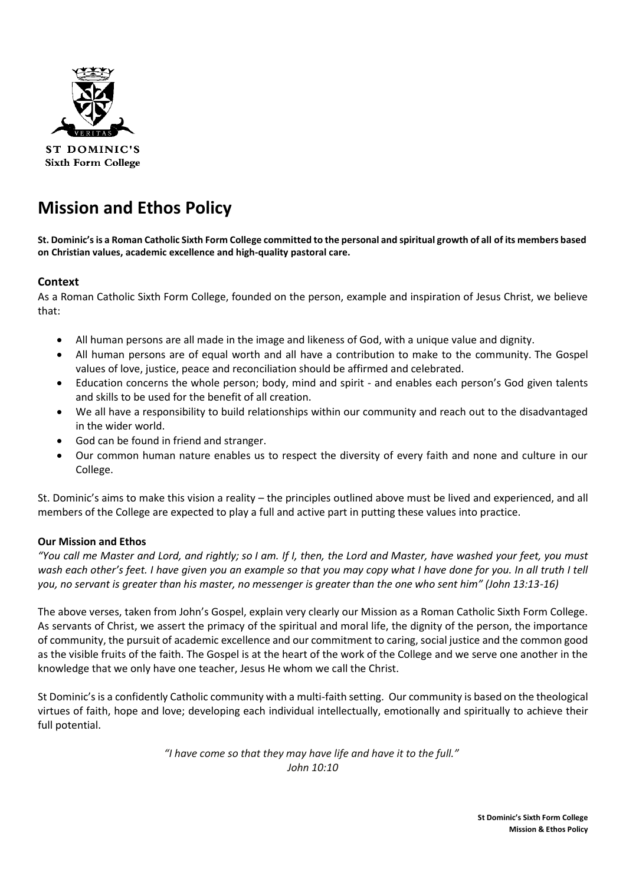ST DOMINIC'S
Sixth Form College

# Mission and Ethos Policy

**St. Dominic's is a Roman Catholic Sixth Form College committed to the personal and spiritual growth of all of its members based on Christian values, academic excellence and high-quality pastoral care.**

## Context

As a Roman Catholic Sixth Form College, founded on the person, example and inspiration of Jesus Christ, we believe that:

- All human persons are all made in the image and likeness of God, with a unique value and dignity.
- All human persons are of equal worth and all have a contribution to make to the community. The Gospel values of love, justice, peace and reconciliation should be affirmed and celebrated.
- Education concerns the whole person; body, mind and spirit - and enables each person's God given talents and skills to be used for the benefit of all creation.
- We all have a responsibility to build relationships within our community and reach out to the disadvantaged in the wider world.
- God can be found in friend and stranger.
- Our common human nature enables us to respect the diversity of every faith and none and culture in our College.

St. Dominic's aims to make this vision a reality – the principles outlined above must be lived and experienced, and all members of the College are expected to play a full and active part in putting these values into practice.

### Our Mission and Ethos

*"You call me Master and Lord, and rightly; so I am. If I, then, the Lord and Master, have washed your feet, you must wash each other's feet. I have given you an example so that you may copy what I have done for you. In all truth I tell you, no servant is greater than his master, no messenger is greater than the one who sent him" (John 13:13-16)*

The above verses, taken from John's Gospel, explain very clearly our Mission as a Roman Catholic Sixth Form College. As servants of Christ, we assert the primacy of the spiritual and moral life, the dignity of the person, the importance of community, the pursuit of academic excellence and our commitment to caring, social justice and the common good as the visible fruits of the faith. The Gospel is at the heart of the work of the College and we serve one another in the knowledge that we only have one teacher, Jesus He whom we call the Christ.

St Dominic's is a confidently Catholic community with a multi-faith setting. Our community is based on the theological virtues of faith, hope and love; developing each individual intellectually, emotionally and spiritually to achieve their full potential.

*"I have come so that they may have life and have it to the full."*
*John 10:10*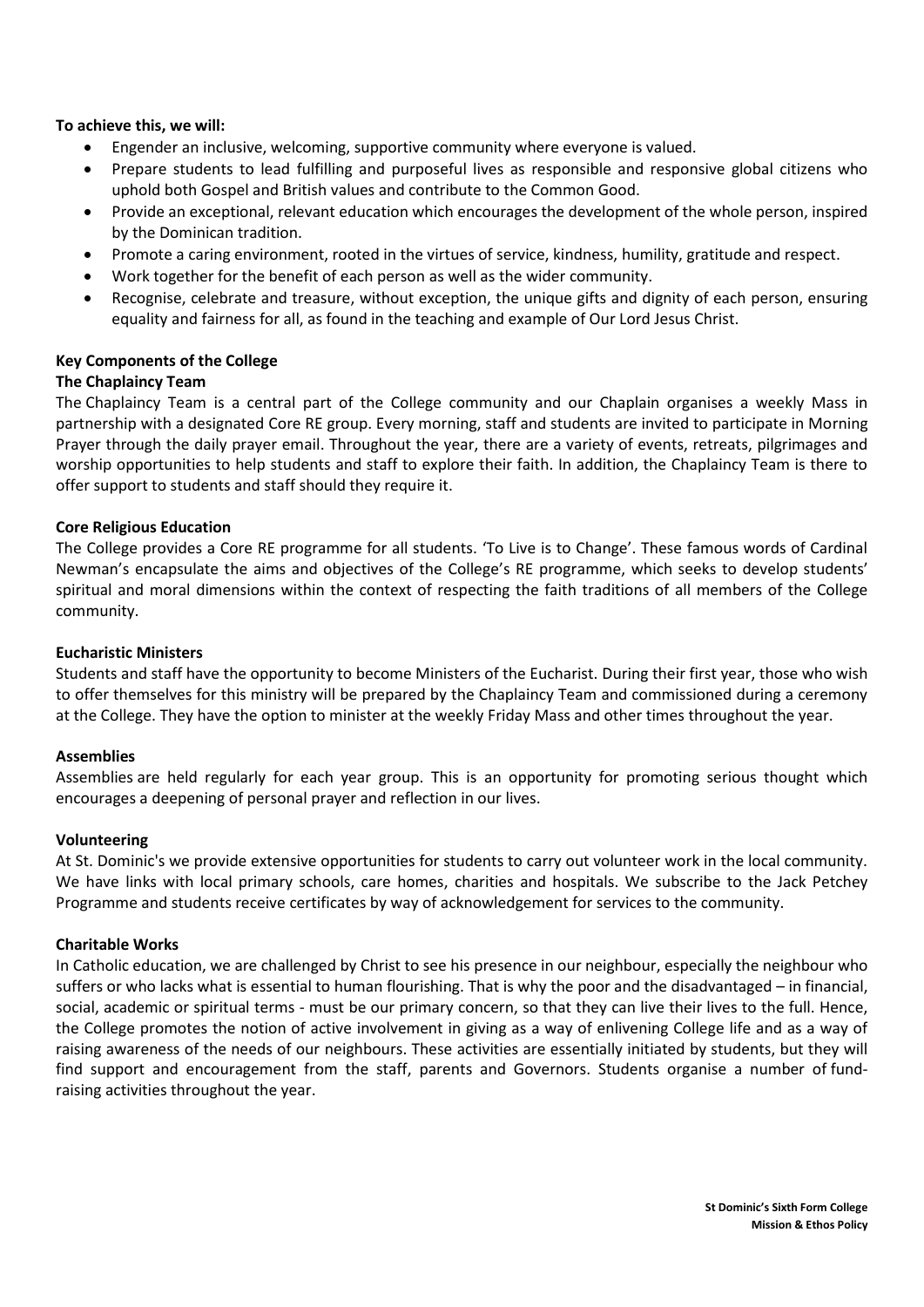**To achieve this, we will:**

- Engender an inclusive, welcoming, supportive community where everyone is valued.
- Prepare students to lead fulfilling and purposeful lives as responsible and responsive global citizens who uphold both Gospel and British values and contribute to the Common Good.
- Provide an exceptional, relevant education which encourages the development of the whole person, inspired by the Dominican tradition.
- Promote a caring environment, rooted in the virtues of service, kindness, humility, gratitude and respect.
- Work together for the benefit of each person as well as the wider community.
- Recognise, celebrate and treasure, without exception, the unique gifts and dignity of each person, ensuring equality and fairness for all, as found in the teaching and example of Our Lord Jesus Christ.

## Key Components of the College

### The Chaplaincy Team

The Chaplaincy Team is a central part of the College community and our Chaplain organises a weekly Mass in partnership with a designated Core RE group. Every morning, staff and students are invited to participate in Morning Prayer through the daily prayer email. Throughout the year, there are a variety of events, retreats, pilgrimages and worship opportunities to help students and staff to explore their faith. In addition, the Chaplaincy Team is there to offer support to students and staff should they require it.

### Core Religious Education

The College provides a Core RE programme for all students. 'To Live is to Change'. These famous words of Cardinal Newman's encapsulate the aims and objectives of the College's RE programme, which seeks to develop students' spiritual and moral dimensions within the context of respecting the faith traditions of all members of the College community.

### Eucharistic Ministers

Students and staff have the opportunity to become Ministers of the Eucharist. During their first year, those who wish to offer themselves for this ministry will be prepared by the Chaplaincy Team and commissioned during a ceremony at the College. They have the option to minister at the weekly Friday Mass and other times throughout the year.

### Assemblies

Assemblies are held regularly for each year group. This is an opportunity for promoting serious thought which encourages a deepening of personal prayer and reflection in our lives.

### Volunteering

At St. Dominic's we provide extensive opportunities for students to carry out volunteer work in the local community. We have links with local primary schools, care homes, charities and hospitals. We subscribe to the Jack Petchey Programme and students receive certificates by way of acknowledgement for services to the community.

### Charitable Works

In Catholic education, we are challenged by Christ to see his presence in our neighbour, especially the neighbour who suffers or who lacks what is essential to human flourishing. That is why the poor and the disadvantaged – in financial, social, academic or spiritual terms - must be our primary concern, so that they can live their lives to the full. Hence, the College promotes the notion of active involvement in giving as a way of enlivening College life and as a way of raising awareness of the needs of our neighbours. These activities are essentially initiated by students, but they will find support and encouragement from the staff, parents and Governors. Students organise a number of fund-raising activities throughout the year.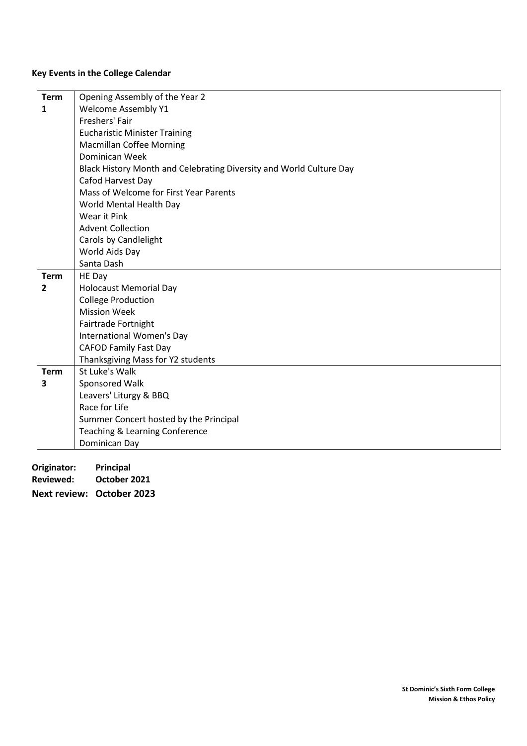**Key Events in the College Calendar**

| | |
|---|---|
| **Term 1** | Opening Assembly of the Year 2<br>Welcome Assembly Y1<br>Freshers' Fair<br>Eucharistic Minister Training<br>Macmillan Coffee Morning<br>Dominican Week<br>Black History Month and Celebrating Diversity and World Culture Day<br>Cafod Harvest Day<br>Mass of Welcome for First Year Parents<br>World Mental Health Day<br>Wear it Pink<br>Advent Collection<br>Carols by Candlelight<br>World Aids Day<br>Santa Dash |
| **Term 2** | HE Day<br>Holocaust Memorial Day<br>College Production<br>Mission Week<br>Fairtrade Fortnight<br>International Women's Day<br>CAFOD Family Fast Day<br>Thanksgiving Mass for Y2 students |
| **Term 3** | St Luke's Walk<br>Sponsored Walk<br>Leavers' Liturgy & BBQ<br>Race for Life<br>Summer Concert hosted by the Principal<br>Teaching & Learning Conference<br>Dominican Day |

**Originator:** **Principal**
**Reviewed:** **October 2021**
**Next review:** **October 2023**